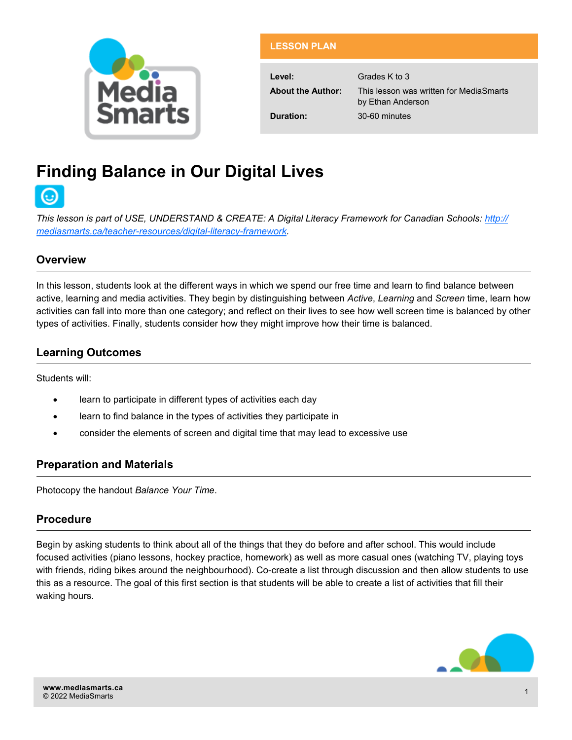**LESSON PLAN**

| | |
|---|---|
| **Level:** | Grades K to 3 |
| **About the Author:** | This lesson was written for MediaSmarts by Ethan Anderson |
| **Duration:** | 30-60 minutes |

# Finding Balance in Our Digital Lives

*This lesson is part of USE, UNDERSTAND & CREATE: A Digital Literacy Framework for Canadian Schools: [http://mediasmarts.ca/teacher-resources/digital-literacy-framework](http://mediasmarts.ca/teacher-resources/digital-literacy-framework).*

## Overview

In this lesson, students look at the different ways in which we spend our free time and learn to find balance between active, learning and media activities. They begin by distinguishing between *Active*, *Learning* and *Screen* time, learn how activities can fall into more than one category; and reflect on their lives to see how well screen time is balanced by other types of activities. Finally, students consider how they might improve how their time is balanced.

## Learning Outcomes

Students will:

- learn to participate in different types of activities each day
- learn to find balance in the types of activities they participate in
- consider the elements of screen and digital time that may lead to excessive use

## Preparation and Materials

Photocopy the handout *Balance Your Time*.

## Procedure

Begin by asking students to think about all of the things that they do before and after school. This would include focused activities (piano lessons, hockey practice, homework) as well as more casual ones (watching TV, playing toys with friends, riding bikes around the neighbourhood). Co-create a list through discussion and then allow students to use this as a resource. The goal of this first section is that students will be able to create a list of activities that fill their waking hours.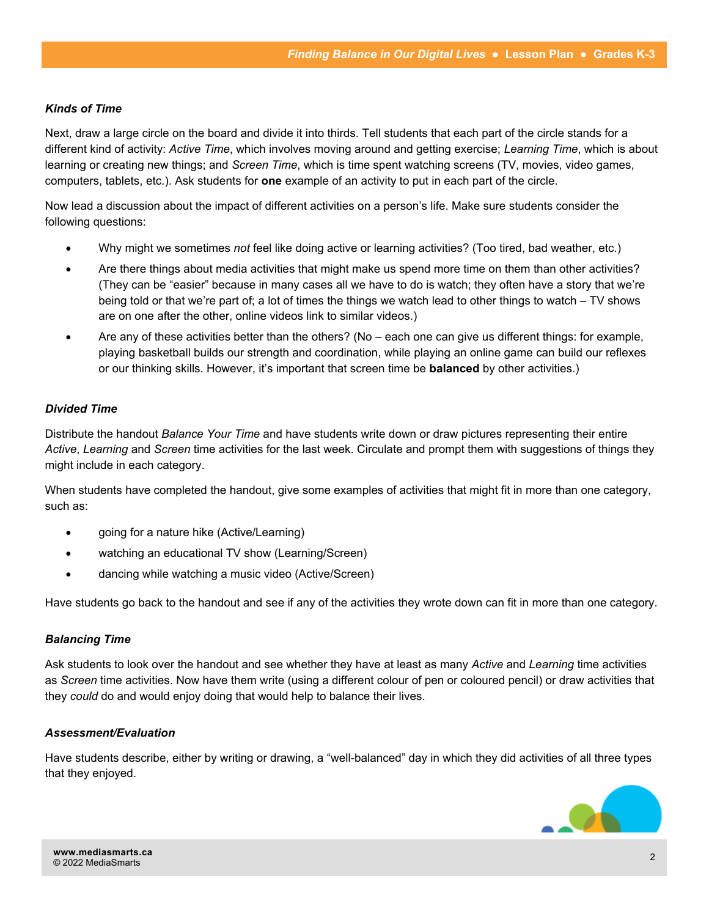### *Kinds of Time*

Next, draw a large circle on the board and divide it into thirds. Tell students that each part of the circle stands for a different kind of activity: *Active Time*, which involves moving around and getting exercise; *Learning Time*, which is about learning or creating new things; and *Screen Time*, which is time spent watching screens (TV, movies, video games, computers, tablets, etc.). Ask students for **one** example of an activity to put in each part of the circle.

Now lead a discussion about the impact of different activities on a person's life. Make sure students consider the following questions:

- Why might we sometimes *not* feel like doing active or learning activities? (Too tired, bad weather, etc.)
- Are there things about media activities that might make us spend more time on them than other activities? (They can be "easier" because in many cases all we have to do is watch; they often have a story that we're being told or that we're part of; a lot of times the things we watch lead to other things to watch – TV shows are on one after the other, online videos link to similar videos.)
- Are any of these activities better than the others? (No – each one can give us different things: for example, playing basketball builds our strength and coordination, while playing an online game can build our reflexes or our thinking skills. However, it's important that screen time be **balanced** by other activities.)

### *Divided Time*

Distribute the handout *Balance Your Time* and have students write down or draw pictures representing their entire *Active*, *Learning* and *Screen* time activities for the last week. Circulate and prompt them with suggestions of things they might include in each category.

When students have completed the handout, give some examples of activities that might fit in more than one category, such as:

- going for a nature hike (Active/Learning)
- watching an educational TV show (Learning/Screen)
- dancing while watching a music video (Active/Screen)

Have students go back to the handout and see if any of the activities they wrote down can fit in more than one category.

### *Balancing Time*

Ask students to look over the handout and see whether they have at least as many *Active* and *Learning* time activities as *Screen* time activities. Now have them write (using a different colour of pen or coloured pencil) or draw activities that they *could* do and would enjoy doing that would help to balance their lives.

### *Assessment/Evaluation*

Have students describe, either by writing or drawing, a "well-balanced" day in which they did activities of all three types that they enjoyed.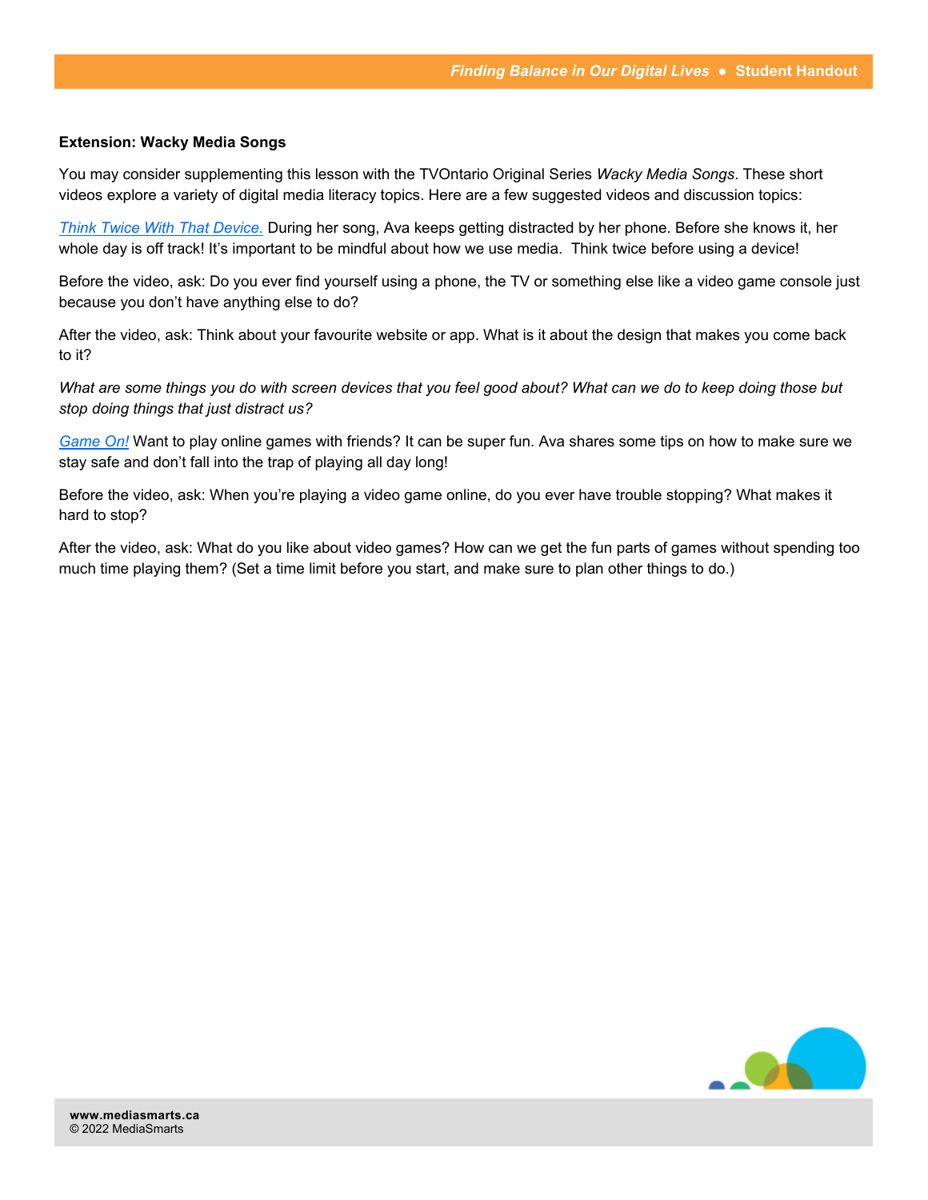**Extension: Wacky Media Songs**

You may consider supplementing this lesson with the TVOntario Original Series *Wacky Media Songs*. These short videos explore a variety of digital media literacy topics. Here are a few suggested videos and discussion topics:

*Think Twice With That Device.* During her song, Ava keeps getting distracted by her phone. Before she knows it, her whole day is off track! It's important to be mindful about how we use media. Think twice before using a device!

Before the video, ask: Do you ever find yourself using a phone, the TV or something else like a video game console just because you don't have anything else to do?

After the video, ask: Think about your favourite website or app. What is it about the design that makes you come back to it?

*What are some things you do with screen devices that you feel good about? What can we do to keep doing those but stop doing things that just distract us?*

*Game On!* Want to play online games with friends? It can be super fun. Ava shares some tips on how to make sure we stay safe and don't fall into the trap of playing all day long!

Before the video, ask: When you're playing a video game online, do you ever have trouble stopping? What makes it hard to stop?

After the video, ask: What do you like about video games? How can we get the fun parts of games without spending too much time playing them? (Set a time limit before you start, and make sure to plan other things to do.)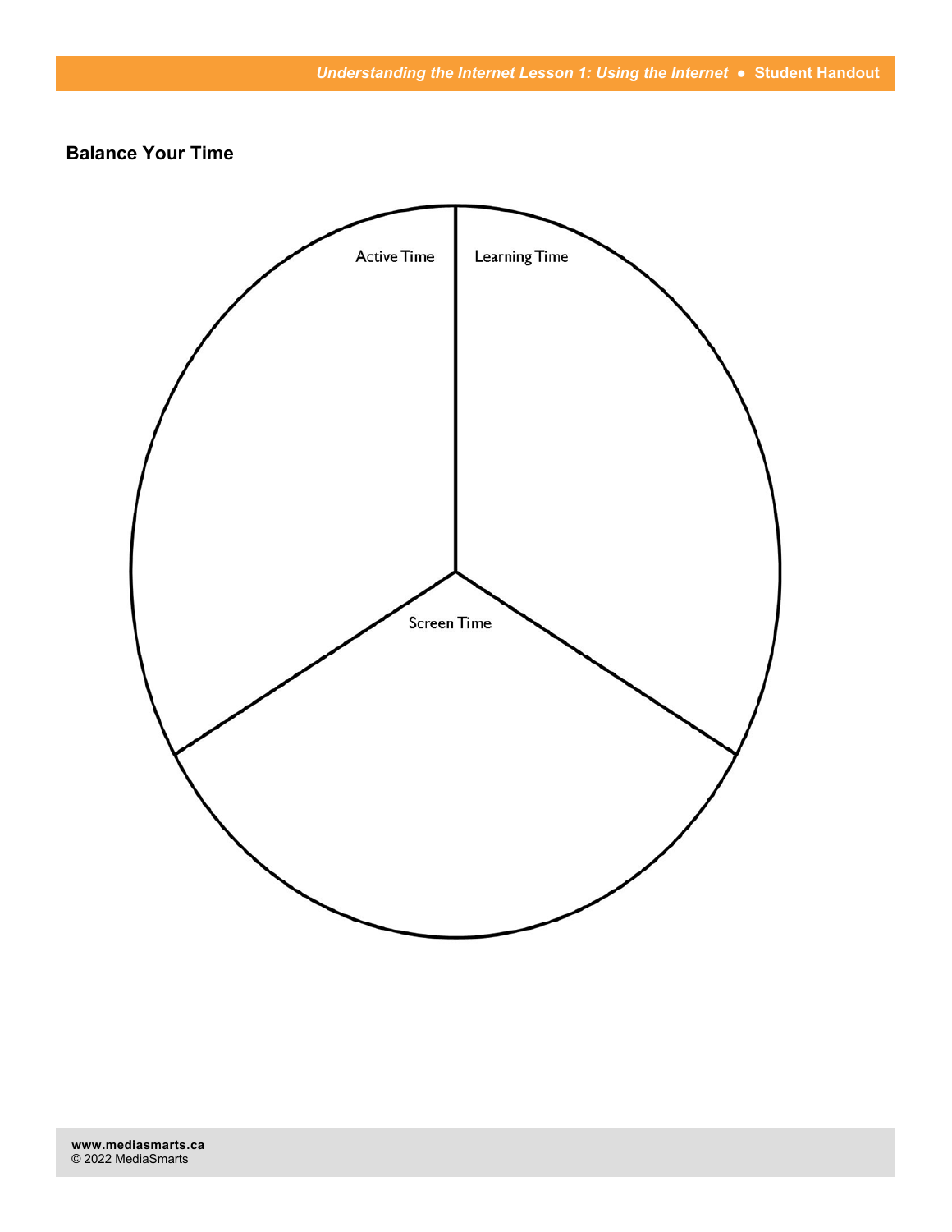## Balance Your Time

Active Time

Learning Time

Screen Time